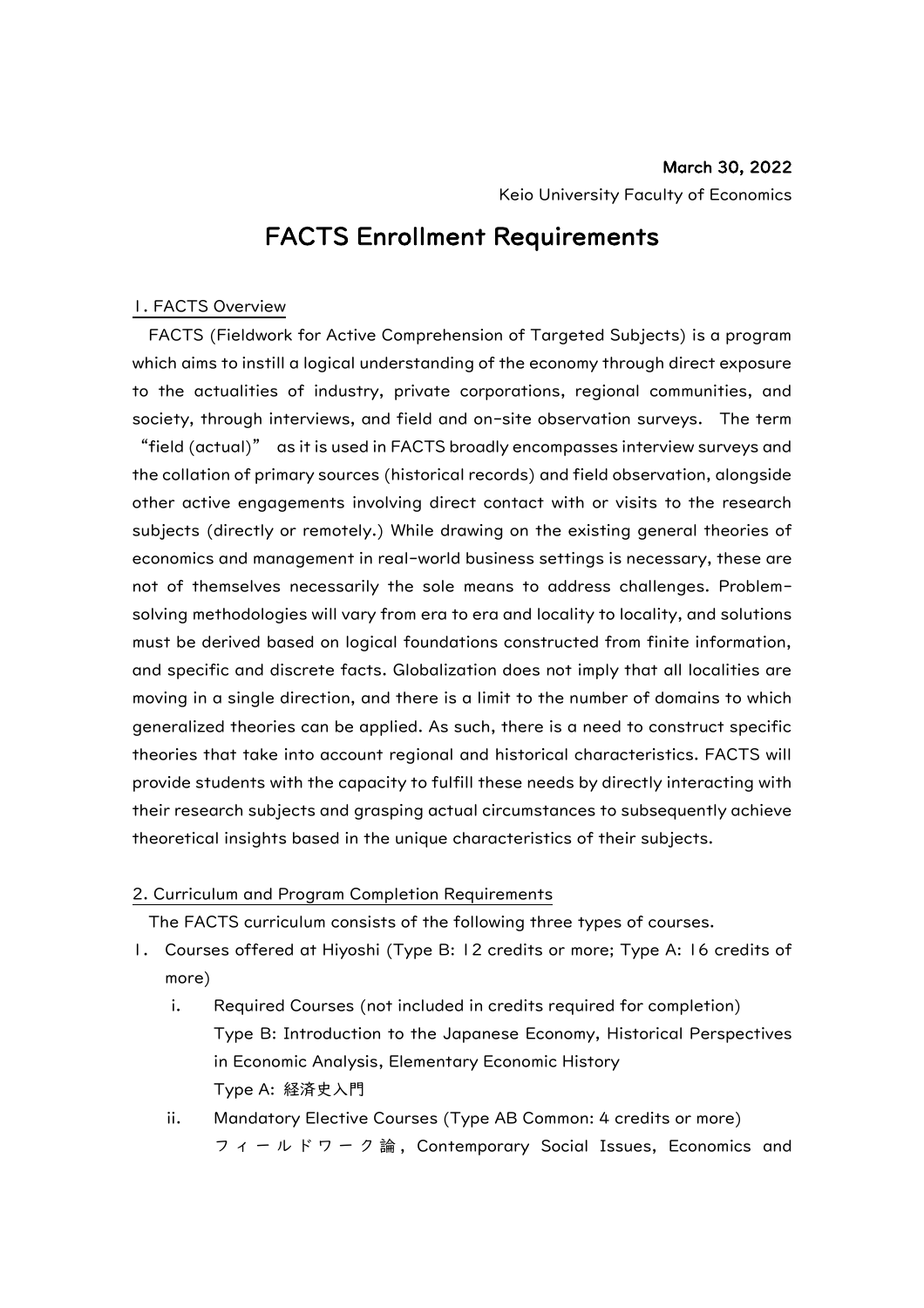March 30, 2022

Keio University Faculty of Economics

# FACTS Enrollment Requirements

## 1. FACTS Overview

FACTS (Fieldwork for Active Comprehension of Targeted Subjects) is a program which aims to instill a logical understanding of the economy through direct exposure to the actualities of industry, private corporations, regional communities, and society, through interviews, and field and on-site observation surveys. The term "field (actual)" as it is used in FACTS broadly encompasses interview surveys and the collation of primary sources (historical records) and field observation, alongside other active engagements involving direct contact with or visits to the research subjects (directly or remotely.) While drawing on the existing general theories of economics and management in real-world business settings is necessary, these are not of themselves necessarily the sole means to address challenges. Problem-solving methodologies will vary from era to era and locality to locality, and solutions must be derived based on logical foundations constructed from finite information, and specific and discrete facts. Globalization does not imply that all localities are moving in a single direction, and there is a limit to the number of domains to which generalized theories can be applied. As such, there is a need to construct specific theories that take into account regional and historical characteristics. FACTS will provide students with the capacity to fulfill these needs by directly interacting with their research subjects and grasping actual circumstances to subsequently achieve theoretical insights based in the unique characteristics of their subjects.

## 2. Curriculum and Program Completion Requirements

The FACTS curriculum consists of the following three types of courses.

1. Courses offered at Hiyoshi (Type B: 12 credits or more; Type A: 16 credits of more)
   - i. Required Courses (not included in credits required for completion)
     Type B: Introduction to the Japanese Economy, Historical Perspectives in Economic Analysis, Elementary Economic History
     Type A: 経済史入門
   - ii. Mandatory Elective Courses (Type AB Common: 4 credits or more)
     フィールドワーク論, Contemporary Social Issues, Economics and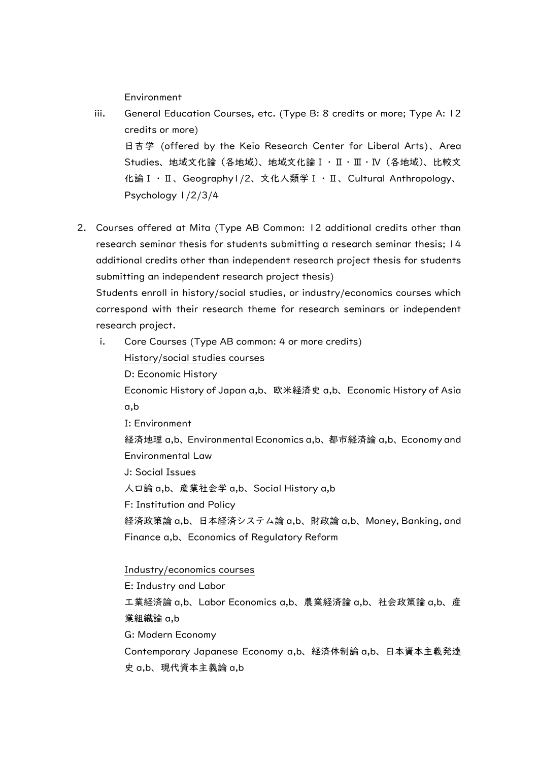Environment

iii. General Education Courses, etc. (Type B: 8 credits or more; Type A: 12 credits or more)
日吉学 (offered by the Keio Research Center for Liberal Arts)、Area Studies、地域文化論（各地域）、地域文化論Ⅰ・Ⅱ・Ⅲ・Ⅳ（各地域）、比較文化論Ⅰ・Ⅱ、Geography1/2、文化人類学Ⅰ・Ⅱ、Cultural Anthropology、Psychology 1/2/3/4

2. Courses offered at Mita (Type AB Common: 12 additional credits other than research seminar thesis for students submitting a research seminar thesis; 14 additional credits other than independent research project thesis for students submitting an independent research project thesis)
Students enroll in history/social studies, or industry/economics courses which correspond with their research theme for research seminars or independent research project.

i. Core Courses (Type AB common: 4 or more credits)

<u>History/social studies courses</u>

D: Economic History
Economic History of Japan a,b、欧米経済史 a,b、Economic History of Asia a,b

I: Environment
経済地理 a,b、Environmental Economics a,b、都市経済論 a,b、Economy and Environmental Law

J: Social Issues
人口論 a,b、産業社会学 a,b、Social History a,b

F: Institution and Policy
経済政策論 a,b、日本経済システム論 a,b、財政論 a,b、Money, Banking, and Finance a,b、Economics of Regulatory Reform

<u>Industry/economics courses</u>

E: Industry and Labor
工業経済論 a,b、Labor Economics a,b、農業経済論 a,b、社会政策論 a,b、産業組織論 a,b

G: Modern Economy
Contemporary Japanese Economy a,b、経済体制論 a,b、日本資本主義発達史 a,b、現代資本主義論 a,b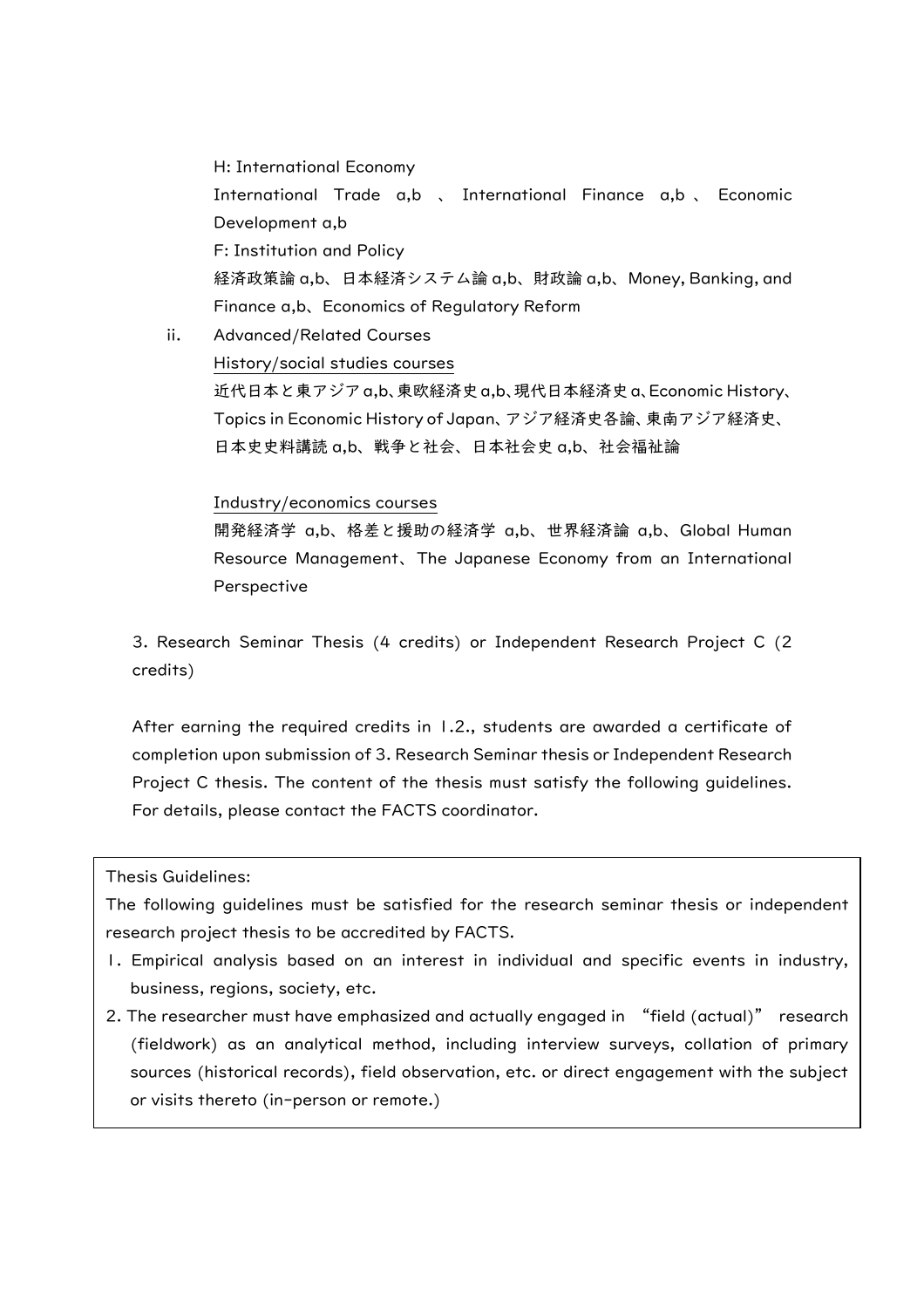H: International Economy

International Trade a,b 、 International Finance a,b 、 Economic Development a,b

F: Institution and Policy

経済政策論 a,b、日本経済システム論 a,b、財政論 a,b、Money, Banking, and Finance a,b、Economics of Regulatory Reform

ii. Advanced/Related Courses

History/social studies courses

近代日本と東アジア a,b、東欧経済史 a,b、現代日本経済史 a、Economic History、Topics in Economic History of Japan、アジア経済史各論、東南アジア経済史、日本史史料講読 a,b、戦争と社会、日本社会史 a,b、社会福祉論

Industry/economics courses

開発経済学 a,b、格差と援助の経済学 a,b、世界経済論 a,b、Global Human Resource Management、The Japanese Economy from an International Perspective

3. Research Seminar Thesis (4 credits) or Independent Research Project C (2 credits)

After earning the required credits in 1.2., students are awarded a certificate of completion upon submission of 3. Research Seminar thesis or Independent Research Project C thesis. The content of the thesis must satisfy the following guidelines. For details, please contact the FACTS coordinator.

Thesis Guidelines:

The following guidelines must be satisfied for the research seminar thesis or independent research project thesis to be accredited by FACTS.

1. Empirical analysis based on an interest in individual and specific events in industry, business, regions, society, etc.
2. The researcher must have emphasized and actually engaged in "field (actual)" research (fieldwork) as an analytical method, including interview surveys, collation of primary sources (historical records), field observation, etc. or direct engagement with the subject or visits thereto (in-person or remote.)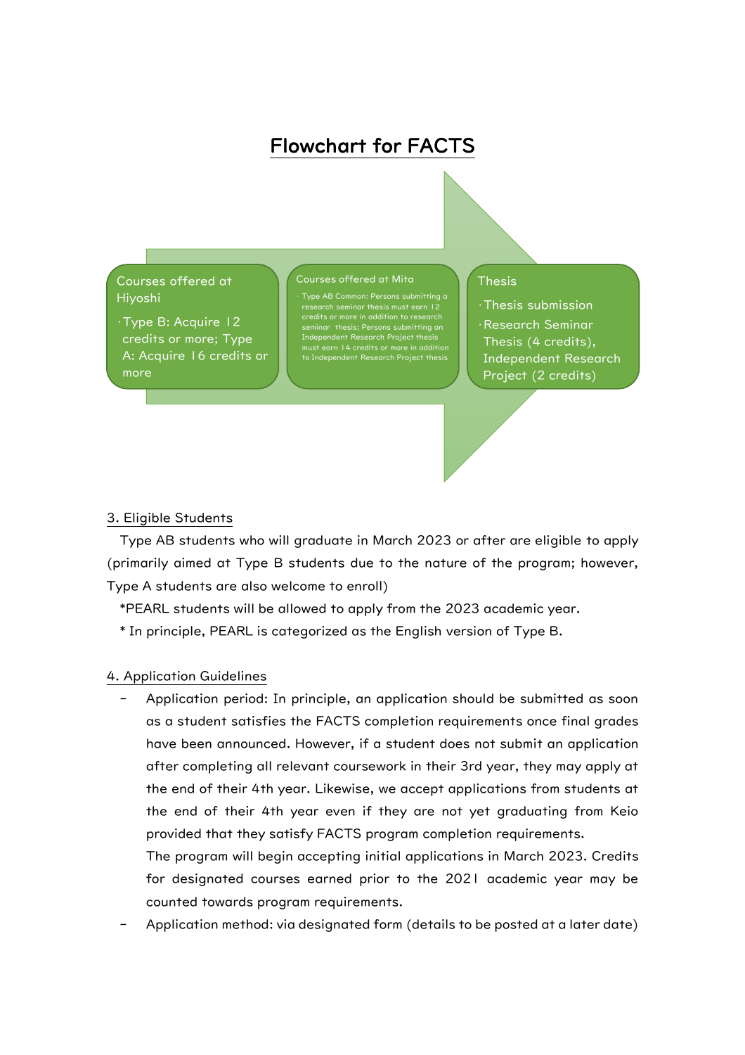# Flowchart for FACTS

**Courses offered at Hiyoshi**

- Type B: Acquire 12 credits or more; Type A: Acquire 16 credits or more

**Courses offered at Mita**

- Type AB Common: Persons submitting a research seminar thesis must earn 12 credits or more in addition to research seminar thesis; Persons submitting an Independent Research Project thesis must earn 14 credits or more in addition to Independent Research Project thesis

**Thesis**

- Thesis submission
- Research Seminar Thesis (4 credits), Independent Research Project (2 credits)

## 3. Eligible Students

Type AB students who will graduate in March 2023 or after are eligible to apply (primarily aimed at Type B students due to the nature of the program; however, Type A students are also welcome to enroll)

*PEARL students will be allowed to apply from the 2023 academic year.

* In principle, PEARL is categorized as the English version of Type B.

## 4. Application Guidelines

- Application period: In principle, an application should be submitted as soon as a student satisfies the FACTS completion requirements once final grades have been announced. However, if a student does not submit an application after completing all relevant coursework in their 3rd year, they may apply at the end of their 4th year. Likewise, we accept applications from students at the end of their 4th year even if they are not yet graduating from Keio provided that they satisfy FACTS program completion requirements.

  The program will begin accepting initial applications in March 2023. Credits for designated courses earned prior to the 2021 academic year may be counted towards program requirements.
- Application method: via designated form (details to be posted at a later date)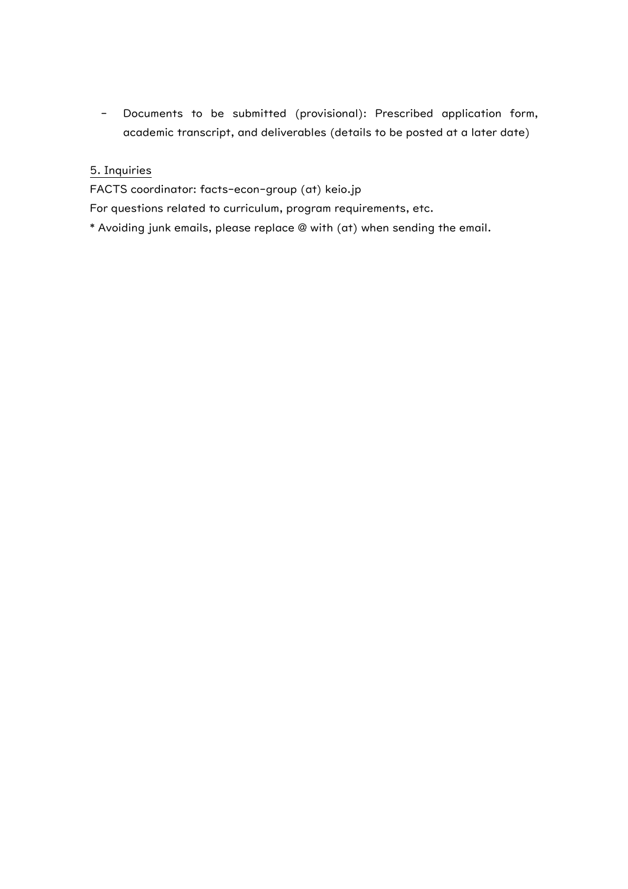- Documents to be submitted (provisional): Prescribed application form, academic transcript, and deliverables (details to be posted at a later date)

5. Inquiries

FACTS coordinator: facts-econ-group (at) keio.jp

For questions related to curriculum, program requirements, etc.

* Avoiding junk emails, please replace @ with (at) when sending the email.